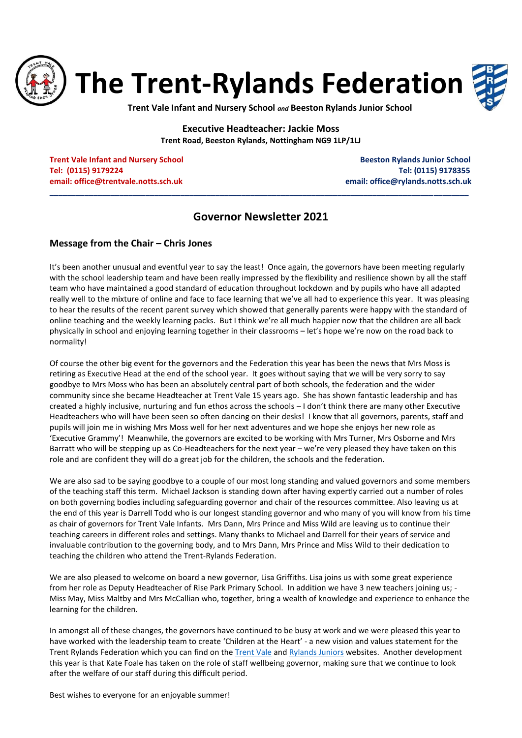# The Trent-Rylands Federation

**Trent Vale Infant and Nursery School *and* Beeston Rylands Junior School**

**Executive Headteacher: Jackie Moss**

**Trent Road, Beeston Rylands, Nottingham NG9 1LP/1LJ**

**Trent Vale Infant and Nursery School**
**Tel: (0115) 9179224**
**email: office@trentvale.notts.sch.uk**

**Beeston Rylands Junior School**
**Tel: (0115) 9178355**
**email: office@rylands.notts.sch.uk**

---

## Governor Newsletter 2021

### Message from the Chair – Chris Jones

It's been another unusual and eventful year to say the least! Once again, the governors have been meeting regularly with the school leadership team and have been really impressed by the flexibility and resilience shown by all the staff team who have maintained a good standard of education throughout lockdown and by pupils who have all adapted really well to the mixture of online and face to face learning that we've all had to experience this year. It was pleasing to hear the results of the recent parent survey which showed that generally parents were happy with the standard of online teaching and the weekly learning packs. But I think we're all much happier now that the children are all back physically in school and enjoying learning together in their classrooms – let's hope we're now on the road back to normality!

Of course the other big event for the governors and the Federation this year has been the news that Mrs Moss is retiring as Executive Head at the end of the school year. It goes without saying that we will be very sorry to say goodbye to Mrs Moss who has been an absolutely central part of both schools, the federation and the wider community since she became Headteacher at Trent Vale 15 years ago. She has shown fantastic leadership and has created a highly inclusive, nurturing and fun ethos across the schools – I don't think there are many other Executive Headteachers who will have been seen so often dancing on their desks! I know that all governors, parents, staff and pupils will join me in wishing Mrs Moss well for her next adventures and we hope she enjoys her new role as 'Executive Grammy'! Meanwhile, the governors are excited to be working with Mrs Turner, Mrs Osborne and Mrs Barratt who will be stepping up as Co-Headteachers for the next year – we're very pleased they have taken on this role and are confident they will do a great job for the children, the schools and the federation.

We are also sad to be saying goodbye to a couple of our most long standing and valued governors and some members of the teaching staff this term. Michael Jackson is standing down after having expertly carried out a number of roles on both governing bodies including safeguarding governor and chair of the resources committee. Also leaving us at the end of this year is Darrell Todd who is our longest standing governor and who many of you will know from his time as chair of governors for Trent Vale Infants. Mrs Dann, Mrs Prince and Miss Wild are leaving us to continue their teaching careers in different roles and settings. Many thanks to Michael and Darrell for their years of service and invaluable contribution to the governing body, and to Mrs Dann, Mrs Prince and Miss Wild to their dedication to teaching the children who attend the Trent-Rylands Federation.

We are also pleased to welcome on board a new governor, Lisa Griffiths. Lisa joins us with some great experience from her role as Deputy Headteacher of Rise Park Primary School. In addition we have 3 new teachers joining us; - Miss May, Miss Maltby and Mrs McCallian who, together, bring a wealth of knowledge and experience to enhance the learning for the children.

In amongst all of these changes, the governors have continued to be busy at work and we were pleased this year to have worked with the leadership team to create 'Children at the Heart' - a new vision and values statement for the Trent Rylands Federation which you can find on the Trent Vale and Rylands Juniors websites. Another development this year is that Kate Foale has taken on the role of staff wellbeing governor, making sure that we continue to look after the welfare of our staff during this difficult period.

Best wishes to everyone for an enjoyable summer!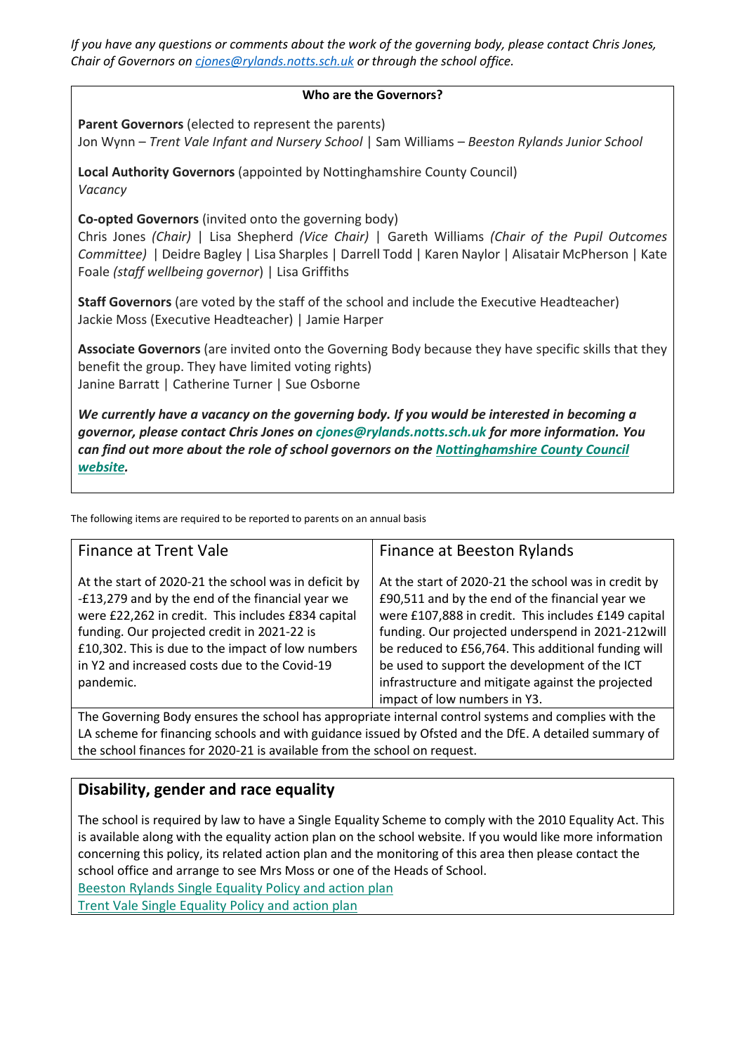*If you have any questions or comments about the work of the governing body, please contact Chris Jones, Chair of Governors on [cjones@rylands.notts.sch.uk](mailto:cjones@rylands.notts.sch.uk) or through the school office.*

## Who are the Governors?

**Parent Governors** (elected to represent the parents)
Jon Wynn – *Trent Vale Infant and Nursery School* | Sam Williams – *Beeston Rylands Junior School*

**Local Authority Governors** (appointed by Nottinghamshire County Council)
*Vacancy*

**Co-opted Governors** (invited onto the governing body)
Chris Jones *(Chair)* | Lisa Shepherd *(Vice Chair)* | Gareth Williams *(Chair of the Pupil Outcomes Committee)* | Deidre Bagley | Lisa Sharples | Darrell Todd | Karen Naylor | Alisatair McPherson | Kate Foale *(staff wellbeing governor)* | Lisa Griffiths

**Staff Governors** (are voted by the staff of the school and include the Executive Headteacher)
Jackie Moss (Executive Headteacher) | Jamie Harper

**Associate Governors** (are invited onto the Governing Body because they have specific skills that they benefit the group. They have limited voting rights)
Janine Barratt | Catherine Turner | Sue Osborne

***We currently have a vacancy on the governing body. If you would be interested in becoming a governor, please contact Chris Jones on cjones@rylands.notts.sch.uk for more information. You can find out more about the role of school governors on the Nottinghamshire County Council website.***

The following items are required to be reported to parents on an annual basis

| Finance at Trent Vale | Finance at Beeston Rylands |
|---|---|
| At the start of 2020-21 the school was in deficit by -£13,279 and by the end of the financial year we were £22,262 in credit. This includes £834 capital funding. Our projected credit in 2021-22 is £10,302. This is due to the impact of low numbers in Y2 and increased costs due to the Covid-19 pandemic. | At the start of 2020-21 the school was in credit by £90,511 and by the end of the financial year we were £107,888 in credit. This includes £149 capital funding. Our projected underspend in 2021-212will be reduced to £56,764. This additional funding will be used to support the development of the ICT infrastructure and mitigate against the projected impact of low numbers in Y3. |

The Governing Body ensures the school has appropriate internal control systems and complies with the LA scheme for financing schools and with guidance issued by Ofsted and the DfE. A detailed summary of the school finances for 2020-21 is available from the school on request.

## Disability, gender and race equality

The school is required by law to have a Single Equality Scheme to comply with the 2010 Equality Act. This is available along with the equality action plan on the school website. If you would like more information concerning this policy, its related action plan and the monitoring of this area then please contact the school office and arrange to see Mrs Moss or one of the Heads of School.

Beeston Rylands Single Equality Policy and action plan
Trent Vale Single Equality Policy and action plan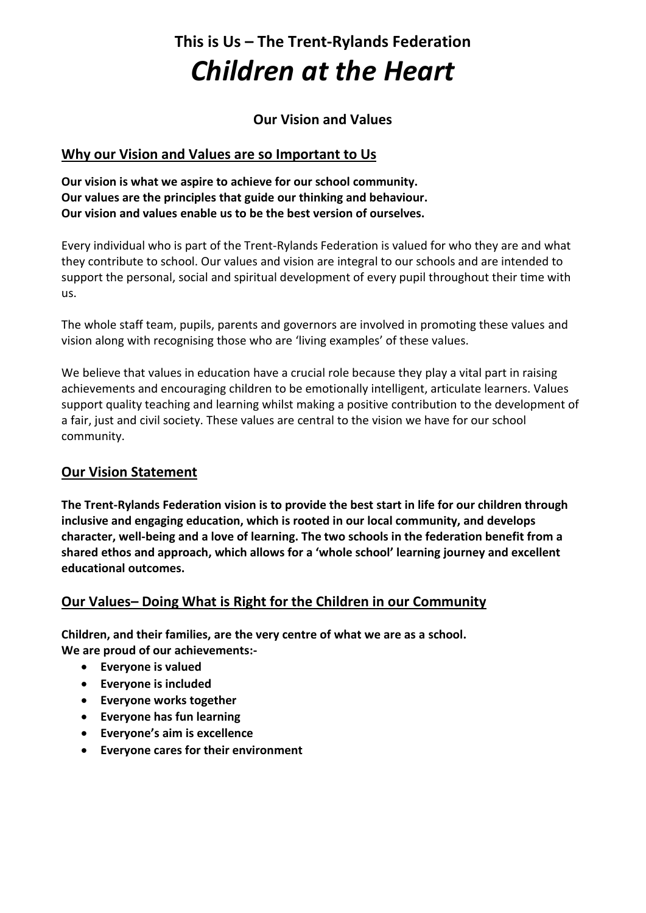# This is Us – The Trent-Rylands Federation

# *Children at the Heart*

### Our Vision and Values

## Why our Vision and Values are so Important to Us

**Our vision is what we aspire to achieve for our school community.**
**Our values are the principles that guide our thinking and behaviour.**
**Our vision and values enable us to be the best version of ourselves.**

Every individual who is part of the Trent-Rylands Federation is valued for who they are and what they contribute to school. Our values and vision are integral to our schools and are intended to support the personal, social and spiritual development of every pupil throughout their time with us.

The whole staff team, pupils, parents and governors are involved in promoting these values and vision along with recognising those who are 'living examples' of these values.

We believe that values in education have a crucial role because they play a vital part in raising achievements and encouraging children to be emotionally intelligent, articulate learners. Values support quality teaching and learning whilst making a positive contribution to the development of a fair, just and civil society. These values are central to the vision we have for our school community.

## Our Vision Statement

**The Trent-Rylands Federation vision is to provide the best start in life for our children through inclusive and engaging education, which is rooted in our local community, and develops character, well-being and a love of learning. The two schools in the federation benefit from a shared ethos and approach, which allows for a 'whole school' learning journey and excellent educational outcomes.**

## Our Values– Doing What is Right for the Children in our Community

**Children, and their families, are the very centre of what we are as a school.**
**We are proud of our achievements:-**

- **Everyone is valued**
- **Everyone is included**
- **Everyone works together**
- **Everyone has fun learning**
- **Everyone's aim is excellence**
- **Everyone cares for their environment**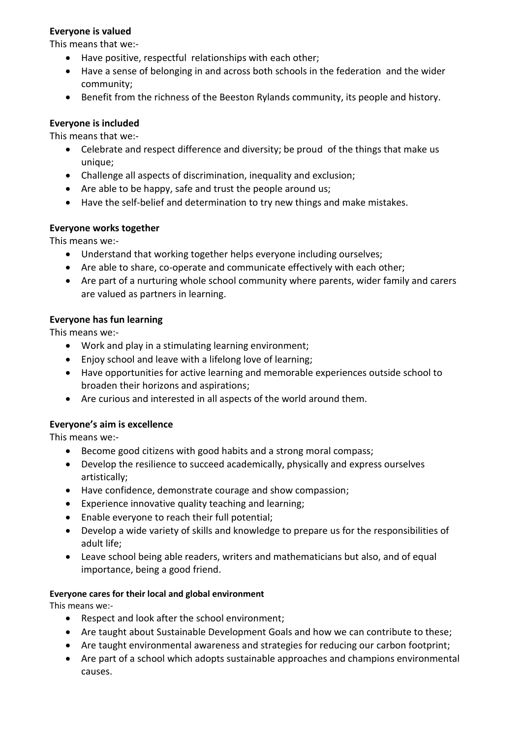**Everyone is valued**

This means that we:-

- Have positive, respectful relationships with each other;
- Have a sense of belonging in and across both schools in the federation and the wider community;
- Benefit from the richness of the Beeston Rylands community, its people and history.

**Everyone is included**

This means that we:-

- Celebrate and respect difference and diversity; be proud of the things that make us unique;
- Challenge all aspects of discrimination, inequality and exclusion;
- Are able to be happy, safe and trust the people around us;
- Have the self-belief and determination to try new things and make mistakes.

**Everyone works together**

This means we:-

- Understand that working together helps everyone including ourselves;
- Are able to share, co-operate and communicate effectively with each other;
- Are part of a nurturing whole school community where parents, wider family and carers are valued as partners in learning.

**Everyone has fun learning**

This means we:-

- Work and play in a stimulating learning environment;
- Enjoy school and leave with a lifelong love of learning;
- Have opportunities for active learning and memorable experiences outside school to broaden their horizons and aspirations;
- Are curious and interested in all aspects of the world around them.

**Everyone's aim is excellence**

This means we:-

- Become good citizens with good habits and a strong moral compass;
- Develop the resilience to succeed academically, physically and express ourselves artistically;
- Have confidence, demonstrate courage and show compassion;
- Experience innovative quality teaching and learning;
- Enable everyone to reach their full potential;
- Develop a wide variety of skills and knowledge to prepare us for the responsibilities of adult life;
- Leave school being able readers, writers and mathematicians but also, and of equal importance, being a good friend.

**Everyone cares for their local and global environment**

This means we:-

- Respect and look after the school environment;
- Are taught about Sustainable Development Goals and how we can contribute to these;
- Are taught environmental awareness and strategies for reducing our carbon footprint;
- Are part of a school which adopts sustainable approaches and champions environmental causes.